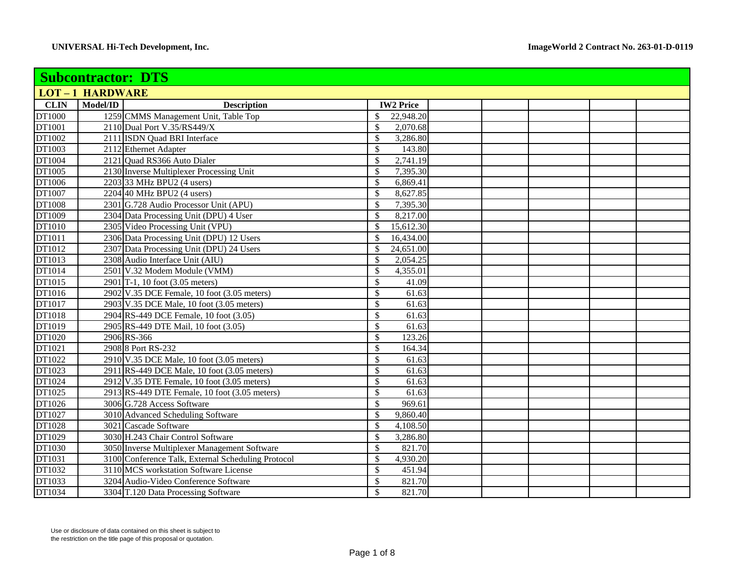## Subcontractor: DTS

### LOT – 1 HARDWARE

| CLIN | Model/ID | Description | IW2 Price | | | | | |
|---|---|---|---|---|---|---|---|---|
| DT1000 | 1259 | CMMS Management Unit, Table Top | $ 22,948.20 | | | | | |
| DT1001 | 2110 | Dual Port V.35/RS449/X | $ 2,070.68 | | | | | |
| DT1002 | 2111 | ISDN Quad BRI Interface | $ 3,286.80 | | | | | |
| DT1003 | 2112 | Ethernet Adapter | $ 143.80 | | | | | |
| DT1004 | 2121 | Quad RS366 Auto Dialer | $ 2,741.19 | | | | | |
| DT1005 | 2130 | Inverse Multiplexer Processing Unit | $ 7,395.30 | | | | | |
| DT1006 | 2203 | 33 MHz BPU2 (4 users) | $ 6,869.41 | | | | | |
| DT1007 | 2204 | 40 MHz BPU2 (4 users) | $ 8,627.85 | | | | | |
| DT1008 | 2301 | G.728 Audio Processor Unit (APU) | $ 7,395.30 | | | | | |
| DT1009 | 2304 | Data Processing Unit (DPU) 4 User | $ 8,217.00 | | | | | |
| DT1010 | 2305 | Video Processing Unit (VPU) | $ 15,612.30 | | | | | |
| DT1011 | 2306 | Data Processing Unit (DPU) 12 Users | $ 16,434.00 | | | | | |
| DT1012 | 2307 | Data Processing Unit (DPU) 24 Users | $ 24,651.00 | | | | | |
| DT1013 | 2308 | Audio Interface Unit (AIU) | $ 2,054.25 | | | | | |
| DT1014 | 2501 | V.32 Modem Module (VMM) | $ 4,355.01 | | | | | |
| DT1015 | 2901 | T-1, 10 foot (3.05 meters) | $ 41.09 | | | | | |
| DT1016 | 2902 | V.35 DCE Female, 10 foot (3.05 meters) | $ 61.63 | | | | | |
| DT1017 | 2903 | V.35 DCE Male, 10 foot (3.05 meters) | $ 61.63 | | | | | |
| DT1018 | 2904 | RS-449 DCE Female, 10 foot (3.05) | $ 61.63 | | | | | |
| DT1019 | 2905 | RS-449 DTE Mail, 10 foot (3.05) | $ 61.63 | | | | | |
| DT1020 | 2906 | RS-366 | $ 123.26 | | | | | |
| DT1021 | 2908 | 8 Port RS-232 | $ 164.34 | | | | | |
| DT1022 | 2910 | V.35 DCE Male, 10 foot (3.05 meters) | $ 61.63 | | | | | |
| DT1023 | 2911 | RS-449 DCE Male, 10 foot (3.05 meters) | $ 61.63 | | | | | |
| DT1024 | 2912 | V.35 DTE Female, 10 foot (3.05 meters) | $ 61.63 | | | | | |
| DT1025 | 2913 | RS-449 DTE Female, 10 foot (3.05 meters) | $ 61.63 | | | | | |
| DT1026 | 3006 | G.728 Access Software | $ 969.61 | | | | | |
| DT1027 | 3010 | Advanced Scheduling Software | $ 9,860.40 | | | | | |
| DT1028 | 3021 | Cascade Software | $ 4,108.50 | | | | | |
| DT1029 | 3030 | H.243 Chair Control Software | $ 3,286.80 | | | | | |
| DT1030 | 3050 | Inverse Multiplexer Management Software | $ 821.70 | | | | | |
| DT1031 | 3100 | Conference Talk, External Scheduling Protocol | $ 4,930.20 | | | | | |
| DT1032 | 3110 | MCS workstation Software License | $ 451.94 | | | | | |
| DT1033 | 3204 | Audio-Video Conference Software | $ 821.70 | | | | | |
| DT1034 | 3304 | T.120 Data Processing Software | $ 821.70 | | | | | |

Use or disclosure of data contained on this sheet is subject to the restriction on the title page of this proposal or quotation.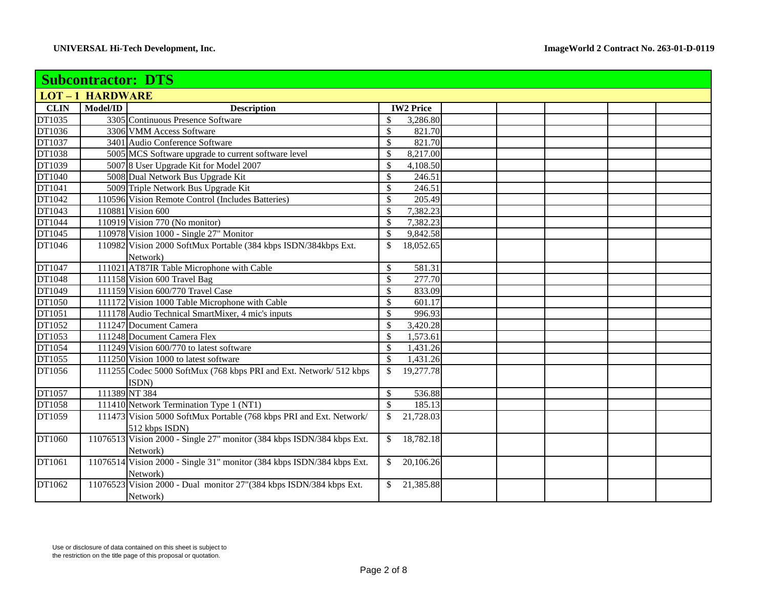## Subcontractor: DTS

### LOT – 1 HARDWARE

| CLIN | Model/ID | Description | IW2 Price | | | | | |
|---|---|---|---|---|---|---|---|---|
| DT1035 | 3305 | Continuous Presence Software | $ 3,286.80 | | | | | |
| DT1036 | 3306 | VMM Access Software | $ 821.70 | | | | | |
| DT1037 | 3401 | Audio Conference Software | $ 821.70 | | | | | |
| DT1038 | 5005 | MCS Software upgrade to current software level | $ 8,217.00 | | | | | |
| DT1039 | 5007 | 8 User Upgrade Kit for Model 2007 | $ 4,108.50 | | | | | |
| DT1040 | 5008 | Dual Network Bus Upgrade Kit | $ 246.51 | | | | | |
| DT1041 | 5009 | Triple Network Bus Upgrade Kit | $ 246.51 | | | | | |
| DT1042 | 110596 | Vision Remote Control (Includes Batteries) | $ 205.49 | | | | | |
| DT1043 | 110881 | Vision 600 | $ 7,382.23 | | | | | |
| DT1044 | 110919 | Vision 770 (No monitor) | $ 7,382.23 | | | | | |
| DT1045 | 110978 | Vision 1000 - Single 27" Monitor | $ 9,842.58 | | | | | |
| DT1046 | 110982 | Vision 2000 SoftMux Portable (384 kbps ISDN/384kbps Ext. Network) | $ 18,052.65 | | | | | |
| DT1047 | 111021 | AT87IR Table Microphone with Cable | $ 581.31 | | | | | |
| DT1048 | 111158 | Vision 600 Travel Bag | $ 277.70 | | | | | |
| DT1049 | 111159 | Vision 600/770 Travel Case | $ 833.09 | | | | | |
| DT1050 | 111172 | Vision 1000 Table Microphone with Cable | $ 601.17 | | | | | |
| DT1051 | 111178 | Audio Technical SmartMixer, 4 mic's inputs | $ 996.93 | | | | | |
| DT1052 | 111247 | Document Camera | $ 3,420.28 | | | | | |
| DT1053 | 111248 | Document Camera Flex | $ 1,573.61 | | | | | |
| DT1054 | 111249 | Vision 600/770 to latest software | $ 1,431.26 | | | | | |
| DT1055 | 111250 | Vision 1000 to latest software | $ 1,431.26 | | | | | |
| DT1056 | 111255 | Codec 5000 SoftMux (768 kbps PRI and Ext. Network/ 512 kbps ISDN) | $ 19,277.78 | | | | | |
| DT1057 | 111389 | NT 384 | $ 536.88 | | | | | |
| DT1058 | 111410 | Network Termination Type 1 (NT1) | $ 185.13 | | | | | |
| DT1059 | 111473 | Vision 5000 SoftMux Portable (768 kbps PRI and Ext. Network/ 512 kbps ISDN) | $ 21,728.03 | | | | | |
| DT1060 | 11076513 | Vision 2000 - Single 27" monitor (384 kbps ISDN/384 kbps Ext. Network) | $ 18,782.18 | | | | | |
| DT1061 | 11076514 | Vision 2000 - Single 31" monitor (384 kbps ISDN/384 kbps Ext. Network) | $ 20,106.26 | | | | | |
| DT1062 | 11076523 | Vision 2000 - Dual monitor 27"(384 kbps ISDN/384 kbps Ext. Network) | $ 21,385.88 | | | | | |

Use or disclosure of data contained on this sheet is subject to the restriction on the title page of this proposal or quotation.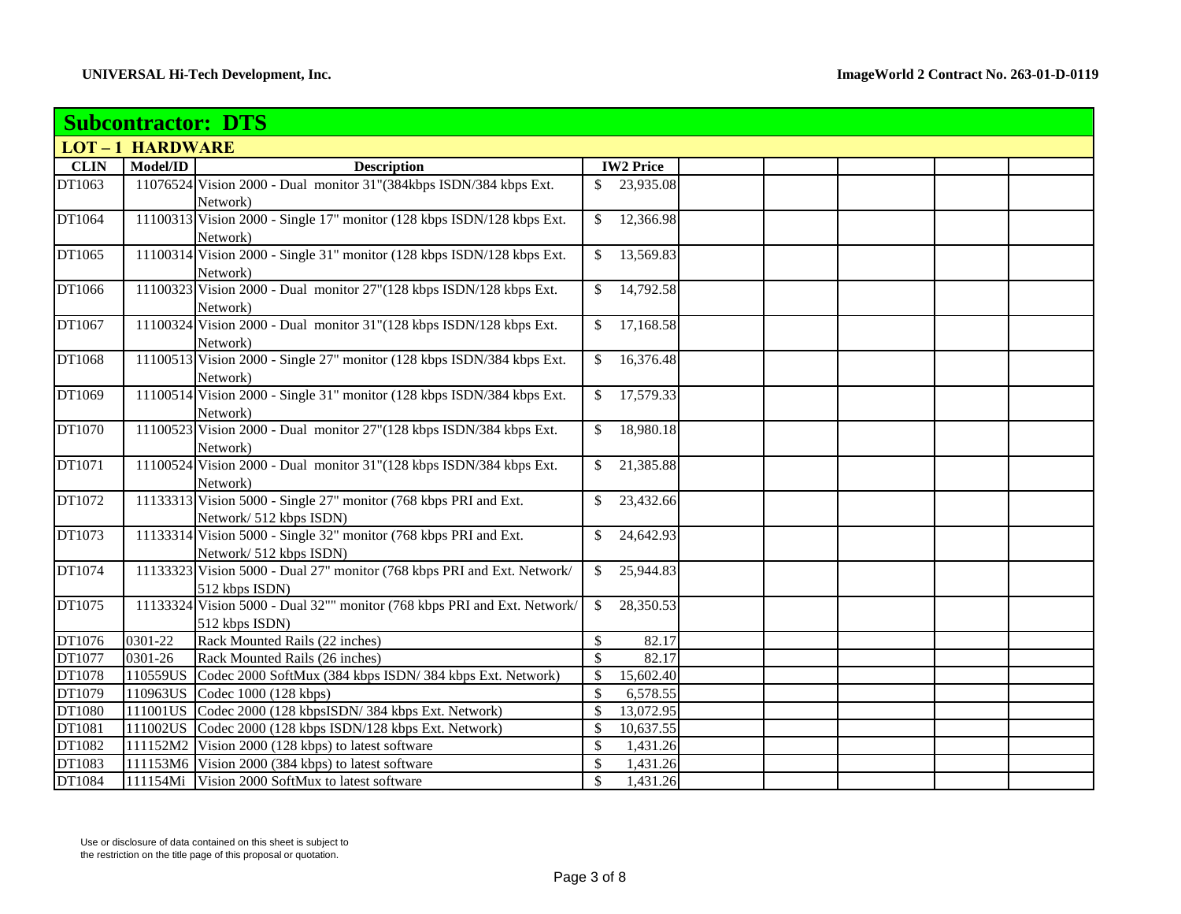## Subcontractor: DTS

### LOT – 1 HARDWARE

| CLIN | Model/ID | Description | IW2 Price | | | | | |
|---|---|---|---|---|---|---|---|---|
| DT1063 | 11076524 | Vision 2000 - Dual monitor 31"(384kbps ISDN/384 kbps Ext. Network) | $ 23,935.08 | | | | | |
| DT1064 | 11100313 | Vision 2000 - Single 17" monitor (128 kbps ISDN/128 kbps Ext. Network) | $ 12,366.98 | | | | | |
| DT1065 | 11100314 | Vision 2000 - Single 31" monitor (128 kbps ISDN/128 kbps Ext. Network) | $ 13,569.83 | | | | | |
| DT1066 | 11100323 | Vision 2000 - Dual monitor 27"(128 kbps ISDN/128 kbps Ext. Network) | $ 14,792.58 | | | | | |
| DT1067 | 11100324 | Vision 2000 - Dual monitor 31"(128 kbps ISDN/128 kbps Ext. Network) | $ 17,168.58 | | | | | |
| DT1068 | 11100513 | Vision 2000 - Single 27" monitor (128 kbps ISDN/384 kbps Ext. Network) | $ 16,376.48 | | | | | |
| DT1069 | 11100514 | Vision 2000 - Single 31" monitor (128 kbps ISDN/384 kbps Ext. Network) | $ 17,579.33 | | | | | |
| DT1070 | 11100523 | Vision 2000 - Dual monitor 27"(128 kbps ISDN/384 kbps Ext. Network) | $ 18,980.18 | | | | | |
| DT1071 | 11100524 | Vision 2000 - Dual monitor 31"(128 kbps ISDN/384 kbps Ext. Network) | $ 21,385.88 | | | | | |
| DT1072 | 11133313 | Vision 5000 - Single 27" monitor (768 kbps PRI and Ext. Network/ 512 kbps ISDN) | $ 23,432.66 | | | | | |
| DT1073 | 11133314 | Vision 5000 - Single 32" monitor (768 kbps PRI and Ext. Network/ 512 kbps ISDN) | $ 24,642.93 | | | | | |
| DT1074 | 11133323 | Vision 5000 - Dual 27" monitor (768 kbps PRI and Ext. Network/ 512 kbps ISDN) | $ 25,944.83 | | | | | |
| DT1075 | 11133324 | Vision 5000 - Dual 32"" monitor (768 kbps PRI and Ext. Network/ 512 kbps ISDN) | $ 28,350.53 | | | | | |
| DT1076 | 0301-22 | Rack Mounted Rails (22 inches) | $ 82.17 | | | | | |
| DT1077 | 0301-26 | Rack Mounted Rails (26 inches) | $ 82.17 | | | | | |
| DT1078 | 110559US | Codec 2000 SoftMux (384 kbps ISDN/ 384 kbps Ext. Network) | $ 15,602.40 | | | | | |
| DT1079 | 110963US | Codec 1000 (128 kbps) | $ 6,578.55 | | | | | |
| DT1080 | 111001US | Codec 2000 (128 kbpsISDN/ 384 kbps Ext. Network) | $ 13,072.95 | | | | | |
| DT1081 | 111002US | Codec 2000 (128 kbps ISDN/128 kbps Ext. Network) | $ 10,637.55 | | | | | |
| DT1082 | 111152M2 | Vision 2000 (128 kbps) to latest software | $ 1,431.26 | | | | | |
| DT1083 | 111153M6 | Vision 2000 (384 kbps) to latest software | $ 1,431.26 | | | | | |
| DT1084 | 111154Mi | Vision 2000 SoftMux to latest software | $ 1,431.26 | | | | | |

Use or disclosure of data contained on this sheet is subject to the restriction on the title page of this proposal or quotation.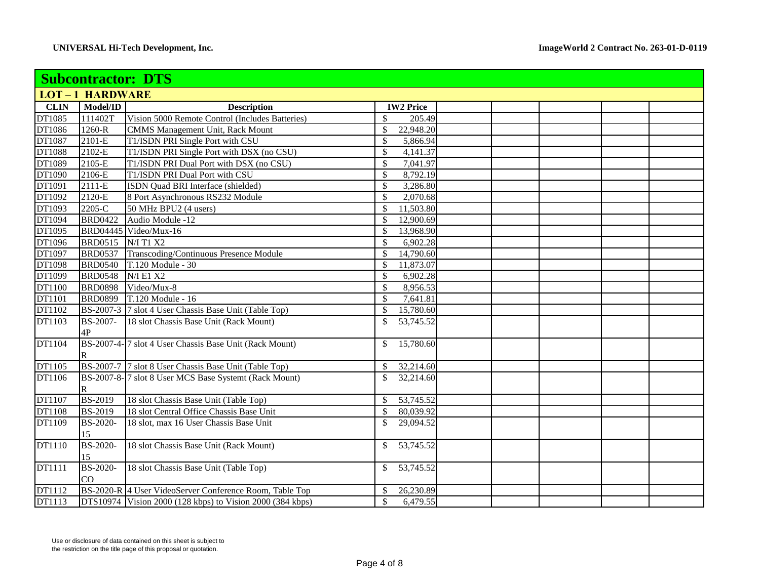## Subcontractor: DTS

### LOT – 1 HARDWARE

| CLIN | Model/ID | Description | IW2 Price | | | | | |
|---|---|---|---|---|---|---|---|---|
| DT1085 | 111402T | Vision 5000 Remote Control (Includes Batteries) | $ 205.49 | | | | | |
| DT1086 | 1260-R | CMMS Management Unit, Rack Mount | $ 22,948.20 | | | | | |
| DT1087 | 2101-E | T1/ISDN PRI Single Port with CSU | $ 5,866.94 | | | | | |
| DT1088 | 2102-E | T1/ISDN PRI Single Port with DSX (no CSU) | $ 4,141.37 | | | | | |
| DT1089 | 2105-E | T1/ISDN PRI Dual Port with DSX (no CSU) | $ 7,041.97 | | | | | |
| DT1090 | 2106-E | T1/ISDN PRI Dual Port with CSU | $ 8,792.19 | | | | | |
| DT1091 | 2111-E | ISDN Quad BRI Interface (shielded) | $ 3,286.80 | | | | | |
| DT1092 | 2120-E | 8 Port Asynchronous RS232 Module | $ 2,070.68 | | | | | |
| DT1093 | 2205-C | 50 MHz BPU2 (4 users) | $ 11,503.80 | | | | | |
| DT1094 | BRD0422 | Audio Module -12 | $ 12,900.69 | | | | | |
| DT1095 | BRD04445 | Video/Mux-16 | $ 13,968.90 | | | | | |
| DT1096 | BRD0515 | N/I T1 X2 | $ 6,902.28 | | | | | |
| DT1097 | BRD0537 | Transcoding/Continuous Presence Module | $ 14,790.60 | | | | | |
| DT1098 | BRD0540 | T.120 Module - 30 | $ 11,873.07 | | | | | |
| DT1099 | BRD0548 | N/I E1 X2 | $ 6,902.28 | | | | | |
| DT1100 | BRD0898 | Video/Mux-8 | $ 8,956.53 | | | | | |
| DT1101 | BRD0899 | T.120 Module - 16 | $ 7,641.81 | | | | | |
| DT1102 | BS-2007-3 | 7 slot 4 User Chassis Base Unit (Table Top) | $ 15,780.60 | | | | | |
| DT1103 | BS-2007-4P | 18 slot Chassis Base Unit (Rack Mount) | $ 53,745.52 | | | | | |
| DT1104 | BS-2007-4-R | 7 slot 4 User Chassis Base Unit (Rack Mount) | $ 15,780.60 | | | | | |
| DT1105 | BS-2007-7 | 7 slot 8 User Chassis Base Unit (Table Top) | $ 32,214.60 | | | | | |
| DT1106 | BS-2007-8-R | 7 slot 8 User MCS Base Systemt (Rack Mount) | $ 32,214.60 | | | | | |
| DT1107 | BS-2019 | 18 slot Chassis Base Unit (Table Top) | $ 53,745.52 | | | | | |
| DT1108 | BS-2019 | 18 slot Central Office Chassis Base Unit | $ 80,039.92 | | | | | |
| DT1109 | BS-2020-15 | 18 slot, max 16 User Chassis Base Unit | $ 29,094.52 | | | | | |
| DT1110 | BS-2020-15 | 18 slot Chassis Base Unit (Rack Mount) | $ 53,745.52 | | | | | |
| DT1111 | BS-2020-CO | 18 slot Chassis Base Unit (Table Top) | $ 53,745.52 | | | | | |
| DT1112 | BS-2020-R | 4 User VideoServer Conference Room, Table Top | $ 26,230.89 | | | | | |
| DT1113 | DTS10974 | Vision 2000 (128 kbps) to Vision 2000 (384 kbps) | $ 6,479.55 | | | | | |

Use or disclosure of data contained on this sheet is subject to the restriction on the title page of this proposal or quotation.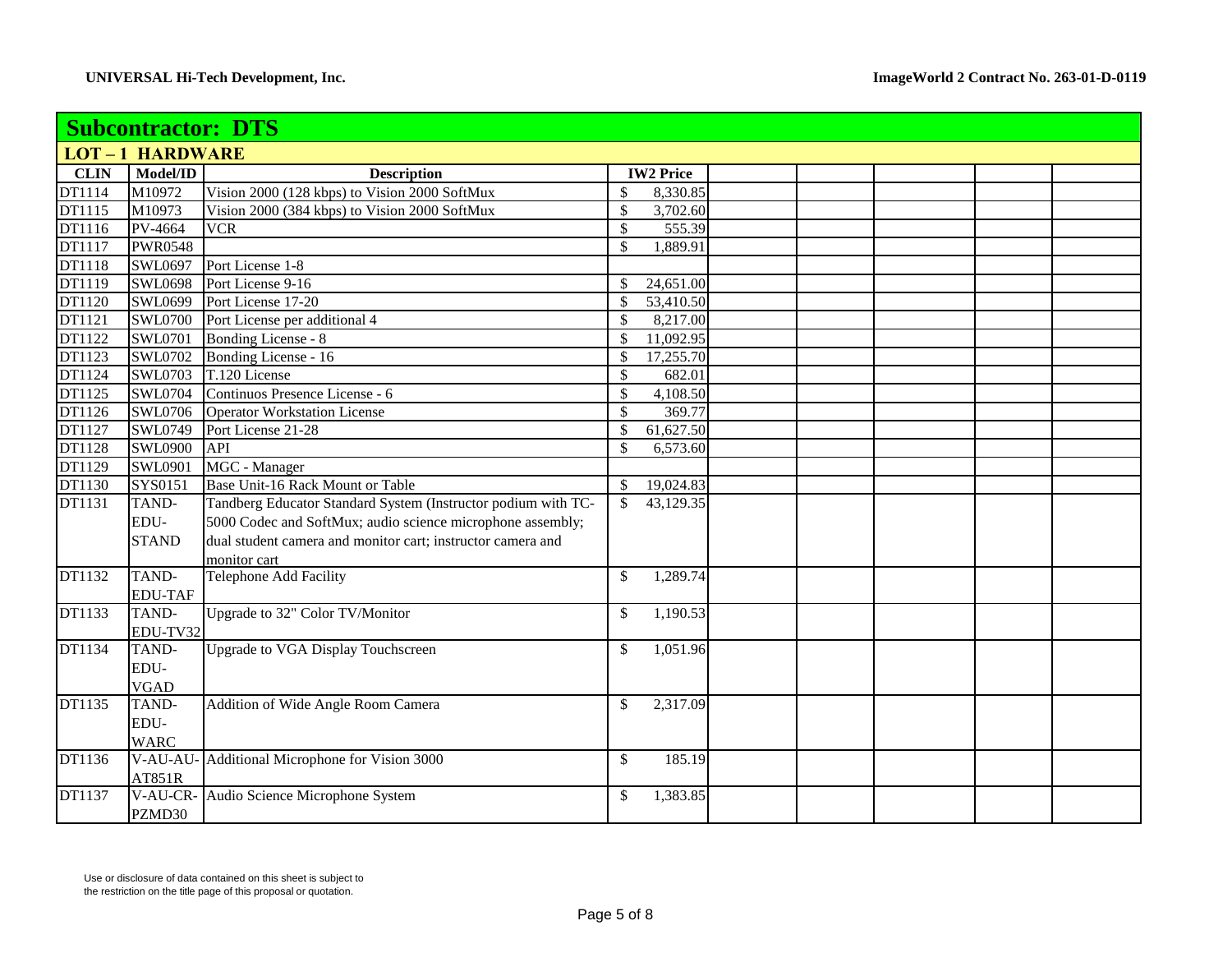UNIVERSAL Hi-Tech Development, Inc.

ImageWorld 2 Contract No. 263-01-D-0119

## Subcontractor: DTS

### LOT – 1 HARDWARE

| CLIN | Model/ID | Description | IW2 Price | | | | | |
|---|---|---|---|---|---|---|---|---|
| DT1114 | M10972 | Vision 2000 (128 kbps) to Vision 2000 SoftMux | $ 8,330.85 | | | | | |
| DT1115 | M10973 | Vision 2000 (384 kbps) to Vision 2000 SoftMux | $ 3,702.60 | | | | | |
| DT1116 | PV-4664 | VCR | $ 555.39 | | | | | |
| DT1117 | PWR0548 | | $ 1,889.91 | | | | | |
| DT1118 | SWL0697 | Port License 1-8 | | | | | | |
| DT1119 | SWL0698 | Port License 9-16 | $ 24,651.00 | | | | | |
| DT1120 | SWL0699 | Port License 17-20 | $ 53,410.50 | | | | | |
| DT1121 | SWL0700 | Port License per additional 4 | $ 8,217.00 | | | | | |
| DT1122 | SWL0701 | Bonding License - 8 | $ 11,092.95 | | | | | |
| DT1123 | SWL0702 | Bonding License - 16 | $ 17,255.70 | | | | | |
| DT1124 | SWL0703 | T.120 License | $ 682.01 | | | | | |
| DT1125 | SWL0704 | Continuos Presence License - 6 | $ 4,108.50 | | | | | |
| DT1126 | SWL0706 | Operator Workstation License | $ 369.77 | | | | | |
| DT1127 | SWL0749 | Port License 21-28 | $ 61,627.50 | | | | | |
| DT1128 | SWL0900 | API | $ 6,573.60 | | | | | |
| DT1129 | SWL0901 | MGC - Manager | | | | | | |
| DT1130 | SYS0151 | Base Unit-16 Rack Mount or Table | $ 19,024.83 | | | | | |
| DT1131 | TAND-EDU-STAND | Tandberg Educator Standard System (Instructor podium with TC-5000 Codec and SoftMux; audio science microphone assembly; dual student camera and monitor cart; instructor camera and monitor cart | $ 43,129.35 | | | | | |
| DT1132 | TAND-EDU-TAF | Telephone Add Facility | $ 1,289.74 | | | | | |
| DT1133 | TAND-EDU-TV32 | Upgrade to 32" Color TV/Monitor | $ 1,190.53 | | | | | |
| DT1134 | TAND-EDU-VGAD | Upgrade to VGA Display Touchscreen | $ 1,051.96 | | | | | |
| DT1135 | TAND-EDU-WARC | Addition of Wide Angle Room Camera | $ 2,317.09 | | | | | |
| DT1136 | V-AU-AU-AT851R | Additional Microphone for Vision 3000 | $ 185.19 | | | | | |
| DT1137 | V-AU-CR-PZMD30 | Audio Science Microphone System | $ 1,383.85 | | | | | |

Use or disclosure of data contained on this sheet is subject to the restriction on the title page of this proposal or quotation.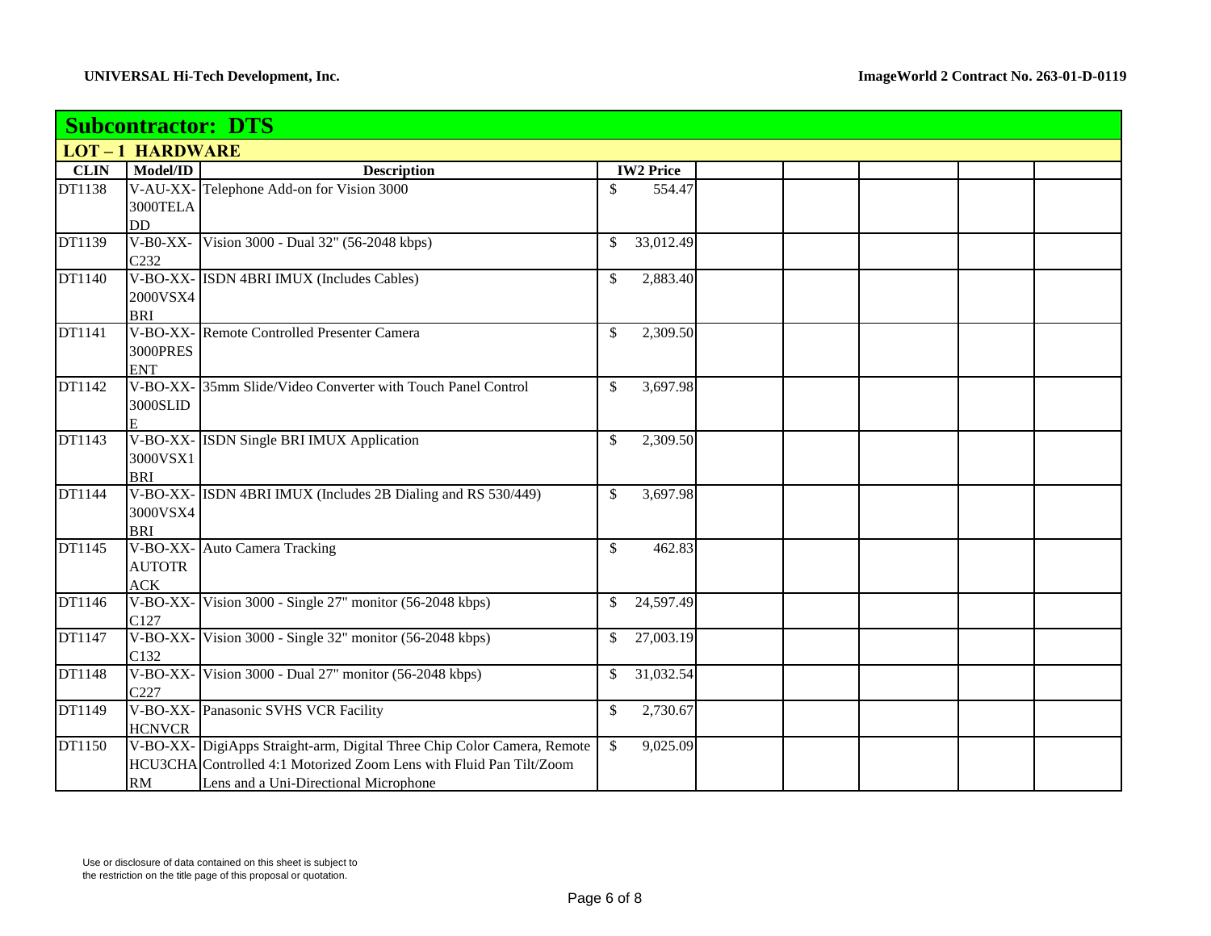## Subcontractor: DTS

### LOT – 1 HARDWARE

| CLIN | Model/ID | Description | IW2 Price | | | | | |
|---|---|---|---|---|---|---|---|---|
| DT1138 | V-AU-XX-3000TELADD | Telephone Add-on for Vision 3000 | $ 554.47 | | | | | |
| DT1139 | V-B0-XX-C232 | Vision 3000 - Dual 32" (56-2048 kbps) | $ 33,012.49 | | | | | |
| DT1140 | V-BO-XX-2000VSX4BRI | ISDN 4BRI IMUX (Includes Cables) | $ 2,883.40 | | | | | |
| DT1141 | V-BO-XX-3000PRESENT | Remote Controlled Presenter Camera | $ 2,309.50 | | | | | |
| DT1142 | V-BO-XX-3000SLIDE | 35mm Slide/Video Converter with Touch Panel Control | $ 3,697.98 | | | | | |
| DT1143 | V-BO-XX-3000VSX1BRI | ISDN Single BRI IMUX Application | $ 2,309.50 | | | | | |
| DT1144 | V-BO-XX-3000VSX4BRI | ISDN 4BRI IMUX (Includes 2B Dialing and RS 530/449) | $ 3,697.98 | | | | | |
| DT1145 | V-BO-XX-AUTOTRACK | Auto Camera Tracking | $ 462.83 | | | | | |
| DT1146 | V-BO-XX-C127 | Vision 3000 - Single 27" monitor (56-2048 kbps) | $ 24,597.49 | | | | | |
| DT1147 | V-BO-XX-C132 | Vision 3000 - Single 32" monitor (56-2048 kbps) | $ 27,003.19 | | | | | |
| DT1148 | V-BO-XX-C227 | Vision 3000 - Dual 27" monitor (56-2048 kbps) | $ 31,032.54 | | | | | |
| DT1149 | V-BO-XX-HCNVCR | Panasonic SVHS VCR Facility | $ 2,730.67 | | | | | |
| DT1150 | V-BO-XX-HCU3CHARM | DigiApps Straight-arm, Digital Three Chip Color Camera, Remote Controlled 4:1 Motorized Zoom Lens with Fluid Pan Tilt/Zoom Lens and a Uni-Directional Microphone | $ 9,025.09 | | | | | |

Use or disclosure of data contained on this sheet is subject to the restriction on the title page of this proposal or quotation.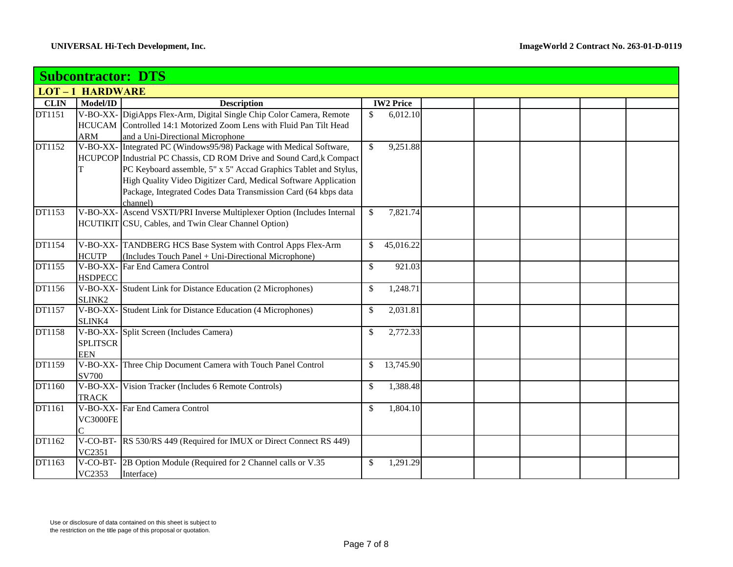## Subcontractor: DTS

### LOT – 1 HARDWARE

| CLIN | Model/ID | Description | IW2 Price | | | | | |
|---|---|---|---|---|---|---|---|---|
| DT1151 | V-BO-XX-HCUCAMARM | DigiApps Flex-Arm, Digital Single Chip Color Camera, Remote Controlled 14:1 Motorized Zoom Lens with Fluid Pan Tilt Head and a Uni-Directional Microphone | $ 6,012.10 | | | | | |
| DT1152 | V-BO-XX-HCUPCOPT | Integrated PC (Windows95/98) Package with Medical Software, Industrial PC Chassis, CD ROM Drive and Sound Card,k Compact PC Keyboard assemble, 5" x 5" Accad Graphics Tablet and Stylus, High Quality Video Digitizer Card, Medical Software Application Package, Integrated Codes Data Transmission Card (64 kbps data channel) | $ 9,251.88 | | | | | |
| DT1153 | V-BO-XX-HCUTIKIT | Ascend VSXTI/PRI Inverse Multiplexer Option (Includes Internal CSU, Cables, and Twin Clear Channel Option) | $ 7,821.74 | | | | | |
| DT1154 | V-BO-XX-HCUTP | TANDBERG HCS Base System with Control Apps Flex-Arm (Includes Touch Panel + Uni-Directional Microphone) | $ 45,016.22 | | | | | |
| DT1155 | V-BO-XX-HSDPECC | Far End Camera Control | $ 921.03 | | | | | |
| DT1156 | V-BO-XX-SLINK2 | Student Link for Distance Education (2 Microphones) | $ 1,248.71 | | | | | |
| DT1157 | V-BO-XX-SLINK4 | Student Link for Distance Education (4 Microphones) | $ 2,031.81 | | | | | |
| DT1158 | V-BO-XX-SPLITSCREEN | Split Screen (Includes Camera) | $ 2,772.33 | | | | | |
| DT1159 | V-BO-XX-SV700 | Three Chip Document Camera with Touch Panel Control | $ 13,745.90 | | | | | |
| DT1160 | V-BO-XX-TRACK | Vision Tracker (Includes 6 Remote Controls) | $ 1,388.48 | | | | | |
| DT1161 | V-BO-XX-VC3000FEC | Far End Camera Control | $ 1,804.10 | | | | | |
| DT1162 | V-CO-BT-VC2351 | RS 530/RS 449 (Required for IMUX or Direct Connect RS 449) | | | | | | |
| DT1163 | V-CO-BT-VC2353 | 2B Option Module (Required for 2 Channel calls or V.35 Interface) | $ 1,291.29 | | | | | |

Use or disclosure of data contained on this sheet is subject to the restriction on the title page of this proposal or quotation.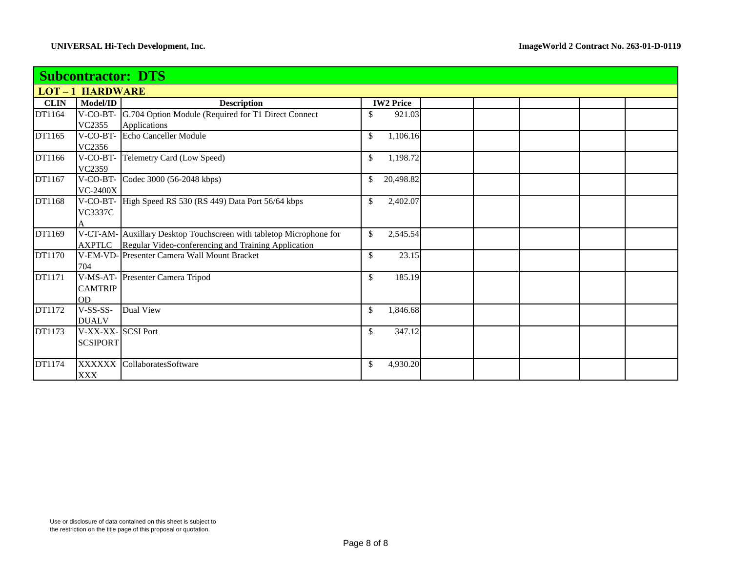## Subcontractor: DTS

### LOT – 1 HARDWARE

| CLIN | Model/ID | Description | IW2 Price | | | | | |
|---|---|---|---|---|---|---|---|---|
| DT1164 | V-CO-BT-VC2355 | G.704 Option Module (Required for T1 Direct Connect Applications | $ 921.03 | | | | | |
| DT1165 | V-CO-BT-VC2356 | Echo Canceller Module | $ 1,106.16 | | | | | |
| DT1166 | V-CO-BT-VC2359 | Telemetry Card (Low Speed) | $ 1,198.72 | | | | | |
| DT1167 | V-CO-BT-VC-2400X | Codec 3000 (56-2048 kbps) | $ 20,498.82 | | | | | |
| DT1168 | V-CO-BT-VC3337CA | High Speed RS 530 (RS 449) Data Port 56/64 kbps | $ 2,402.07 | | | | | |
| DT1169 | V-CT-AM-AXPTLC | Auxillary Desktop Touchscreen with tabletop Microphone for Regular Video-conferencing and Training Application | $ 2,545.54 | | | | | |
| DT1170 | V-EM-VD-704 | Presenter Camera Wall Mount Bracket | $ 23.15 | | | | | |
| DT1171 | V-MS-AT-CAMTRIPOD | Presenter Camera Tripod | $ 185.19 | | | | | |
| DT1172 | V-SS-SS-DUALV | Dual View | $ 1,846.68 | | | | | |
| DT1173 | V-XX-XX-SCSIPORT | SCSI Port | $ 347.12 | | | | | |
| DT1174 | XXXXXXXXX | CollaboratesSoftware | $ 4,930.20 | | | | | |

Use or disclosure of data contained on this sheet is subject to the restriction on the title page of this proposal or quotation.